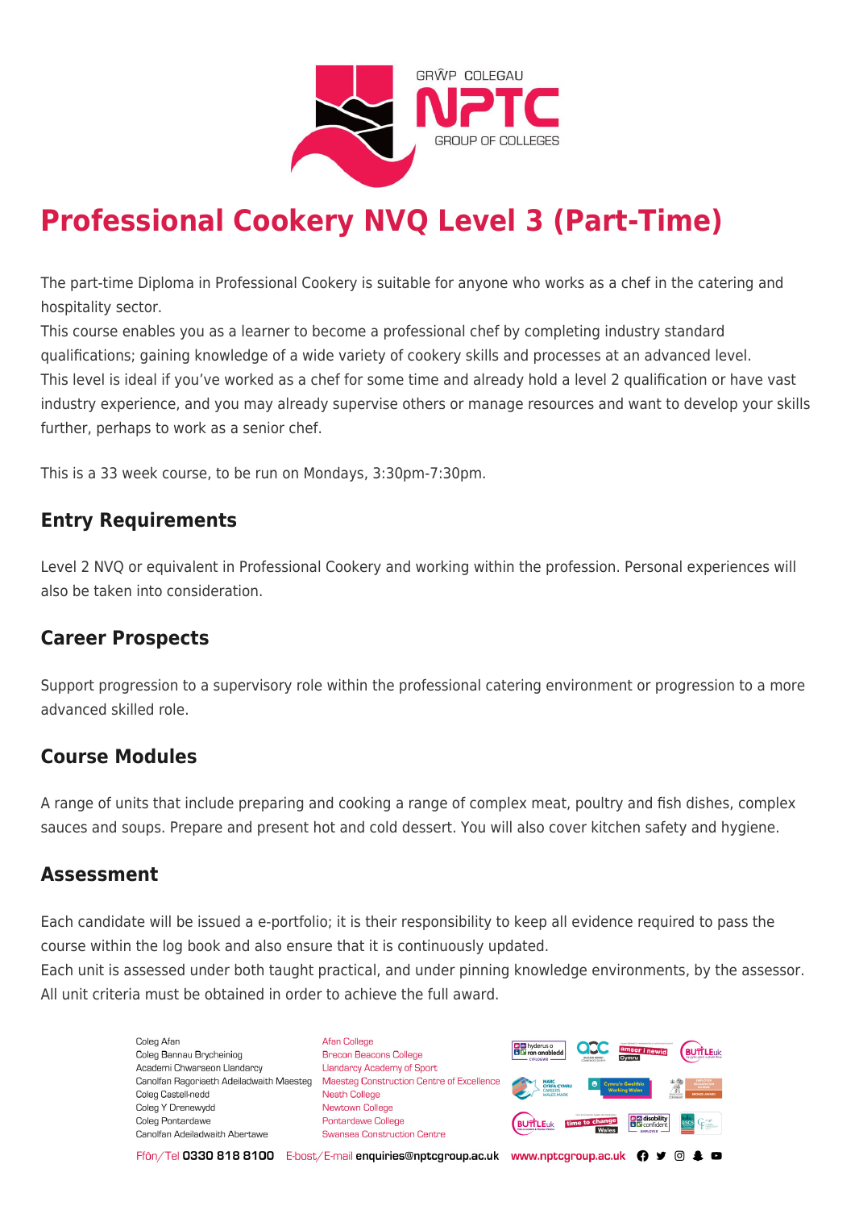# Professional Cookery NVQ Level 3 (Part-Time)

The part-time Diploma in Professional Cookery is suitable for anyone who works as a chef in the catering and hospitality sector.
This course enables you as a learner to become a professional chef by completing industry standard qualifications; gaining knowledge of a wide variety of cookery skills and processes at an advanced level.
This level is ideal if you've worked as a chef for some time and already hold a level 2 qualification or have vast industry experience, and you may already supervise others or manage resources and want to develop your skills further, perhaps to work as a senior chef.

This is a 33 week course, to be run on Mondays, 3:30pm-7:30pm.

## Entry Requirements

Level 2 NVQ or equivalent in Professional Cookery and working within the profession. Personal experiences will also be taken into consideration.

## Career Prospects

Support progression to a supervisory role within the professional catering environment or progression to a more advanced skilled role.

## Course Modules

A range of units that include preparing and cooking a range of complex meat, poultry and fish dishes, complex sauces and soups. Prepare and present hot and cold dessert. You will also cover kitchen safety and hygiene.

## Assessment

Each candidate will be issued a e-portfolio; it is their responsibility to keep all evidence required to pass the course within the log book and also ensure that it is continuously updated.
Each unit is assessed under both taught practical, and under pinning knowledge environments, by the assessor. All unit criteria must be obtained in order to achieve the full award.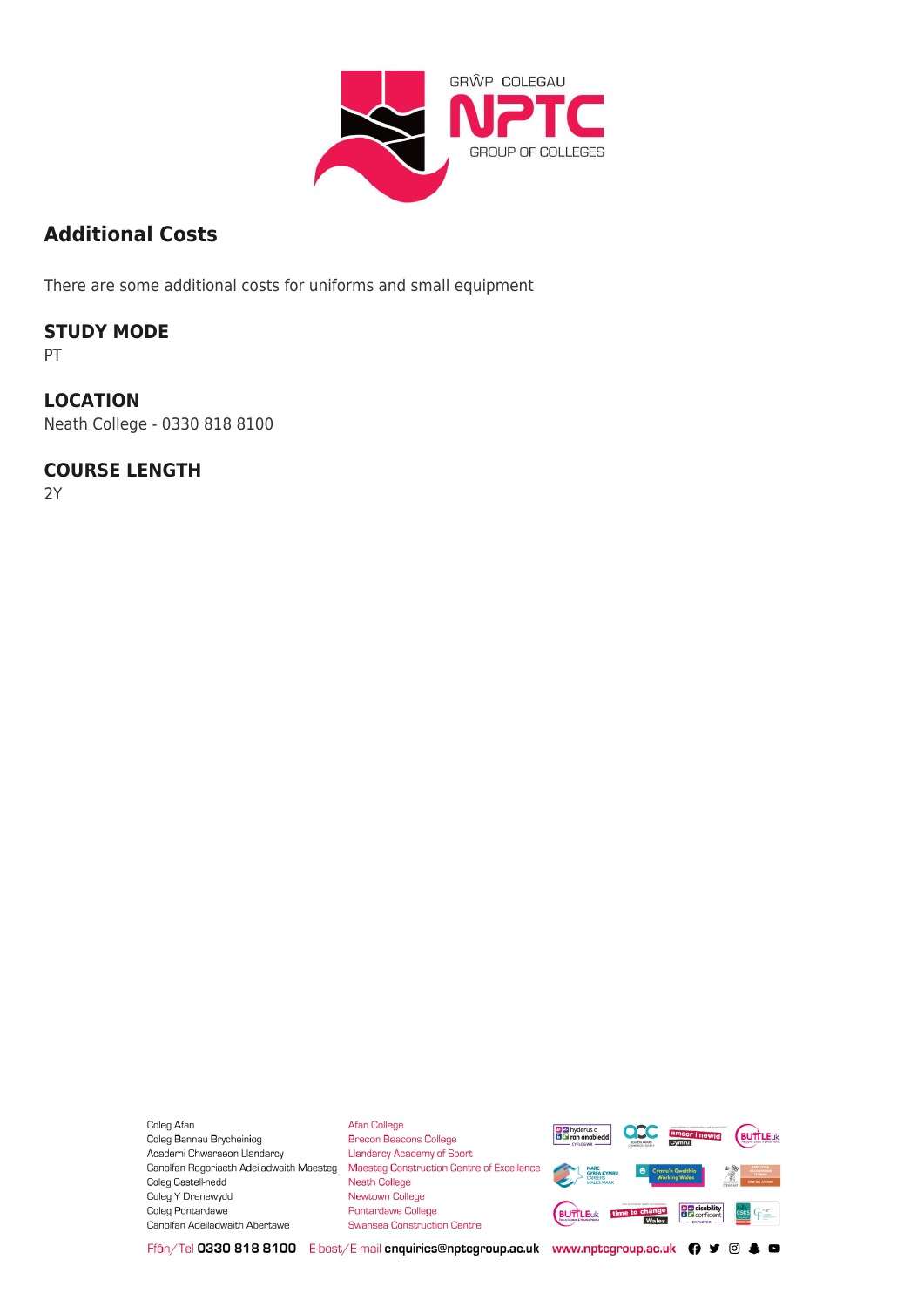## Additional Costs

There are some additional costs for uniforms and small equipment

## STUDY MODE

PT

## LOCATION

Neath College - 0330 818 8100

## COURSE LENGTH

2Y